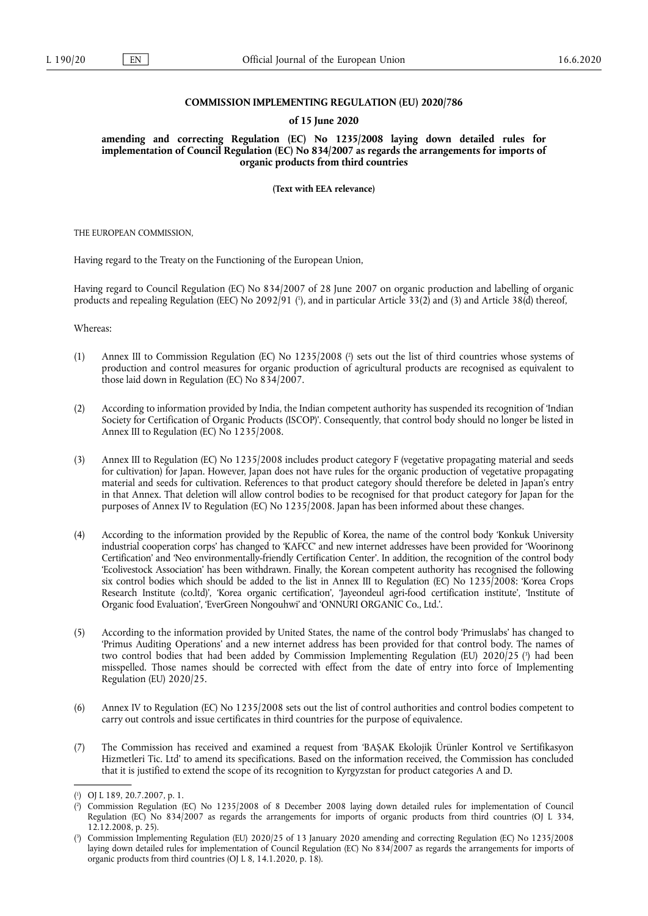**COMMISSION IMPLEMENTING REGULATION (EU) 2020/786**

**of 15 June 2020**

**amending and correcting Regulation (EC) No 1235/2008 laying down detailed rules for implementation of Council Regulation (EC) No 834/2007 as regards the arrangements for imports of organic products from third countries**

**(Text with EEA relevance)**

THE EUROPEAN COMMISSION,

Having regard to the Treaty on the Functioning of the European Union,

Having regard to Council Regulation (EC) No 834/2007 of 28 June 2007 on organic production and labelling of organic products and repealing Regulation (EEC) No 2092/91 [1], and in particular Article 33(2) and (3) and Article 38(d) thereof,

Whereas:

(1) Annex III to Commission Regulation (EC) No 1235/2008 [2] sets out the list of third countries whose systems of production and control measures for organic production of agricultural products are recognised as equivalent to those laid down in Regulation (EC) No 834/2007.

(2) According to information provided by India, the Indian competent authority has suspended its recognition of 'Indian Society for Certification of Organic Products (ISCOP)'. Consequently, that control body should no longer be listed in Annex III to Regulation (EC) No 1235/2008.

(3) Annex III to Regulation (EC) No 1235/2008 includes product category F (vegetative propagating material and seeds for cultivation) for Japan. However, Japan does not have rules for the organic production of vegetative propagating material and seeds for cultivation. References to that product category should therefore be deleted in Japan's entry in that Annex. That deletion will allow control bodies to be recognised for that product category for Japan for the purposes of Annex IV to Regulation (EC) No 1235/2008. Japan has been informed about these changes.

(4) According to the information provided by the Republic of Korea, the name of the control body 'Konkuk University industrial cooperation corps' has changed to 'KAFCC' and new internet addresses have been provided for 'Woorinong Certification' and 'Neo environmentally-friendly Certification Center'. In addition, the recognition of the control body 'Ecolivestock Association' has been withdrawn. Finally, the Korean competent authority has recognised the following six control bodies which should be added to the list in Annex III to Regulation (EC) No 1235/2008: 'Korea Crops Research Institute (co.ltd)', 'Korea organic certification', 'Jayeondeul agri-food certification institute', 'Institute of Organic food Evaluation', 'EverGreen Nongouhwi' and 'ONNURI ORGANIC Co., Ltd.'.

(5) According to the information provided by United States, the name of the control body 'Primuslabs' has changed to 'Primus Auditing Operations' and a new internet address has been provided for that control body. The names of two control bodies that had been added by Commission Implementing Regulation (EU) 2020/25 [3] had been misspelled. Those names should be corrected with effect from the date of entry into force of Implementing Regulation (EU) 2020/25.

(6) Annex IV to Regulation (EC) No 1235/2008 sets out the list of control authorities and control bodies competent to carry out controls and issue certificates in third countries for the purpose of equivalence.

(7) The Commission has received and examined a request from 'BAŞAK Ekolojik Ürünler Kontrol ve Sertifikasyon Hizmetleri Tic. Ltd' to amend its specifications. Based on the information received, the Commission has concluded that it is justified to extend the scope of its recognition to Kyrgyzstan for product categories A and D.

---

[1] OJ L 189, 20.7.2007, p. 1.

[2] Commission Regulation (EC) No 1235/2008 of 8 December 2008 laying down detailed rules for implementation of Council Regulation (EC) No 834/2007 as regards the arrangements for imports of organic products from third countries (OJ L 334, 12.12.2008, p. 25).

[3] Commission Implementing Regulation (EU) 2020/25 of 13 January 2020 amending and correcting Regulation (EC) No 1235/2008 laying down detailed rules for implementation of Council Regulation (EC) No 834/2007 as regards the arrangements for imports of organic products from third countries (OJ L 8, 14.1.2020, p. 18).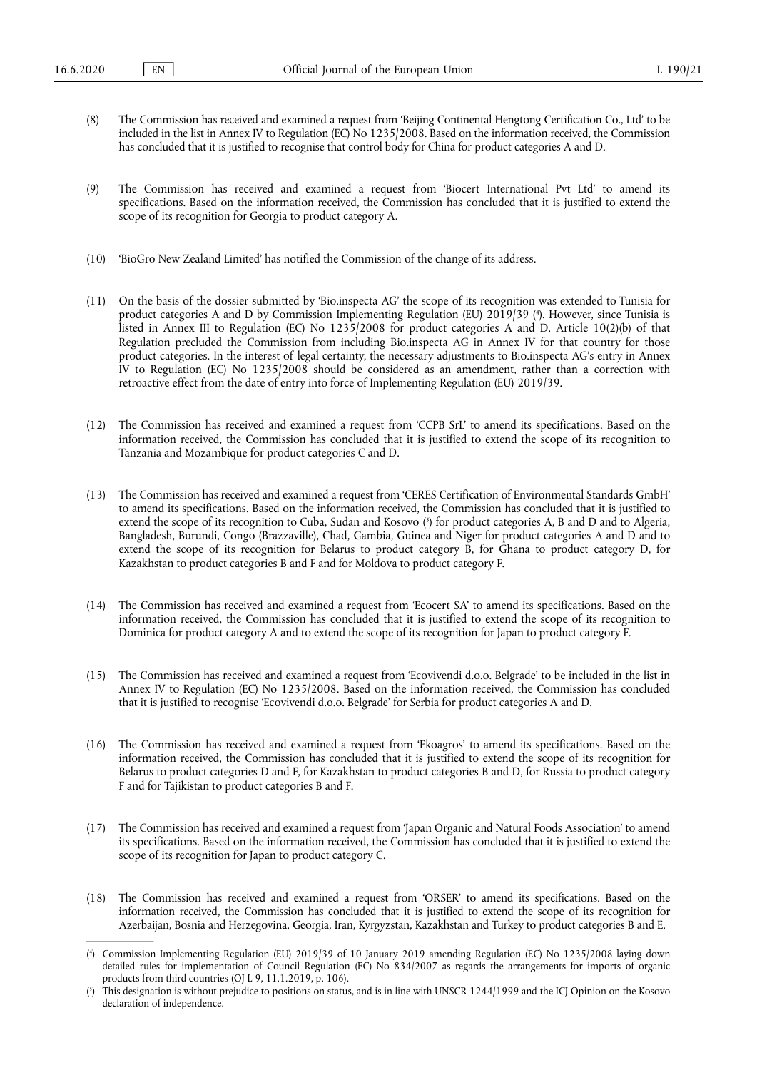(8) The Commission has received and examined a request from 'Beijing Continental Hengtong Certification Co., Ltd' to be included in the list in Annex IV to Regulation (EC) No 1235/2008. Based on the information received, the Commission has concluded that it is justified to recognise that control body for China for product categories A and D.

(9) The Commission has received and examined a request from 'Biocert International Pvt Ltd' to amend its specifications. Based on the information received, the Commission has concluded that it is justified to extend the scope of its recognition for Georgia to product category A.

(10) 'BioGro New Zealand Limited' has notified the Commission of the change of its address.

(11) On the basis of the dossier submitted by 'Bio.inspecta AG' the scope of its recognition was extended to Tunisia for product categories A and D by Commission Implementing Regulation (EU) 2019/39 [4]. However, since Tunisia is listed in Annex III to Regulation (EC) No 1235/2008 for product categories A and D, Article 10(2)(b) of that Regulation precluded the Commission from including Bio.inspecta AG in Annex IV for that country for those product categories. In the interest of legal certainty, the necessary adjustments to Bio.inspecta AG's entry in Annex IV to Regulation (EC) No 1235/2008 should be considered as an amendment, rather than a correction with retroactive effect from the date of entry into force of Implementing Regulation (EU) 2019/39.

(12) The Commission has received and examined a request from 'CCPB SrL' to amend its specifications. Based on the information received, the Commission has concluded that it is justified to extend the scope of its recognition to Tanzania and Mozambique for product categories C and D.

(13) The Commission has received and examined a request from 'CERES Certification of Environmental Standards GmbH' to amend its specifications. Based on the information received, the Commission has concluded that it is justified to extend the scope of its recognition to Cuba, Sudan and Kosovo [5] for product categories A, B and D and to Algeria, Bangladesh, Burundi, Congo (Brazzaville), Chad, Gambia, Guinea and Niger for product categories A and D and to extend the scope of its recognition for Belarus to product category B, for Ghana to product category D, for Kazakhstan to product categories B and F and for Moldova to product category F.

(14) The Commission has received and examined a request from 'Ecocert SA' to amend its specifications. Based on the information received, the Commission has concluded that it is justified to extend the scope of its recognition to Dominica for product category A and to extend the scope of its recognition for Japan to product category F.

(15) The Commission has received and examined a request from 'Ecovivendi d.o.o. Belgrade' to be included in the list in Annex IV to Regulation (EC) No 1235/2008. Based on the information received, the Commission has concluded that it is justified to recognise 'Ecovivendi d.o.o. Belgrade' for Serbia for product categories A and D.

(16) The Commission has received and examined a request from 'Ekoagros' to amend its specifications. Based on the information received, the Commission has concluded that it is justified to extend the scope of its recognition for Belarus to product categories D and F, for Kazakhstan to product categories B and D, for Russia to product category F and for Tajikistan to product categories B and F.

(17) The Commission has received and examined a request from 'Japan Organic and Natural Foods Association' to amend its specifications. Based on the information received, the Commission has concluded that it is justified to extend the scope of its recognition for Japan to product category C.

(18) The Commission has received and examined a request from 'ORSER' to amend its specifications. Based on the information received, the Commission has concluded that it is justified to extend the scope of its recognition for Azerbaijan, Bosnia and Herzegovina, Georgia, Iran, Kyrgyzstan, Kazakhstan and Turkey to product categories B and E.

---

[4] Commission Implementing Regulation (EU) 2019/39 of 10 January 2019 amending Regulation (EC) No 1235/2008 laying down detailed rules for implementation of Council Regulation (EC) No 834/2007 as regards the arrangements for imports of organic products from third countries (OJ L 9, 11.1.2019, p. 106).

[5] This designation is without prejudice to positions on status, and is in line with UNSCR 1244/1999 and the ICJ Opinion on the Kosovo declaration of independence.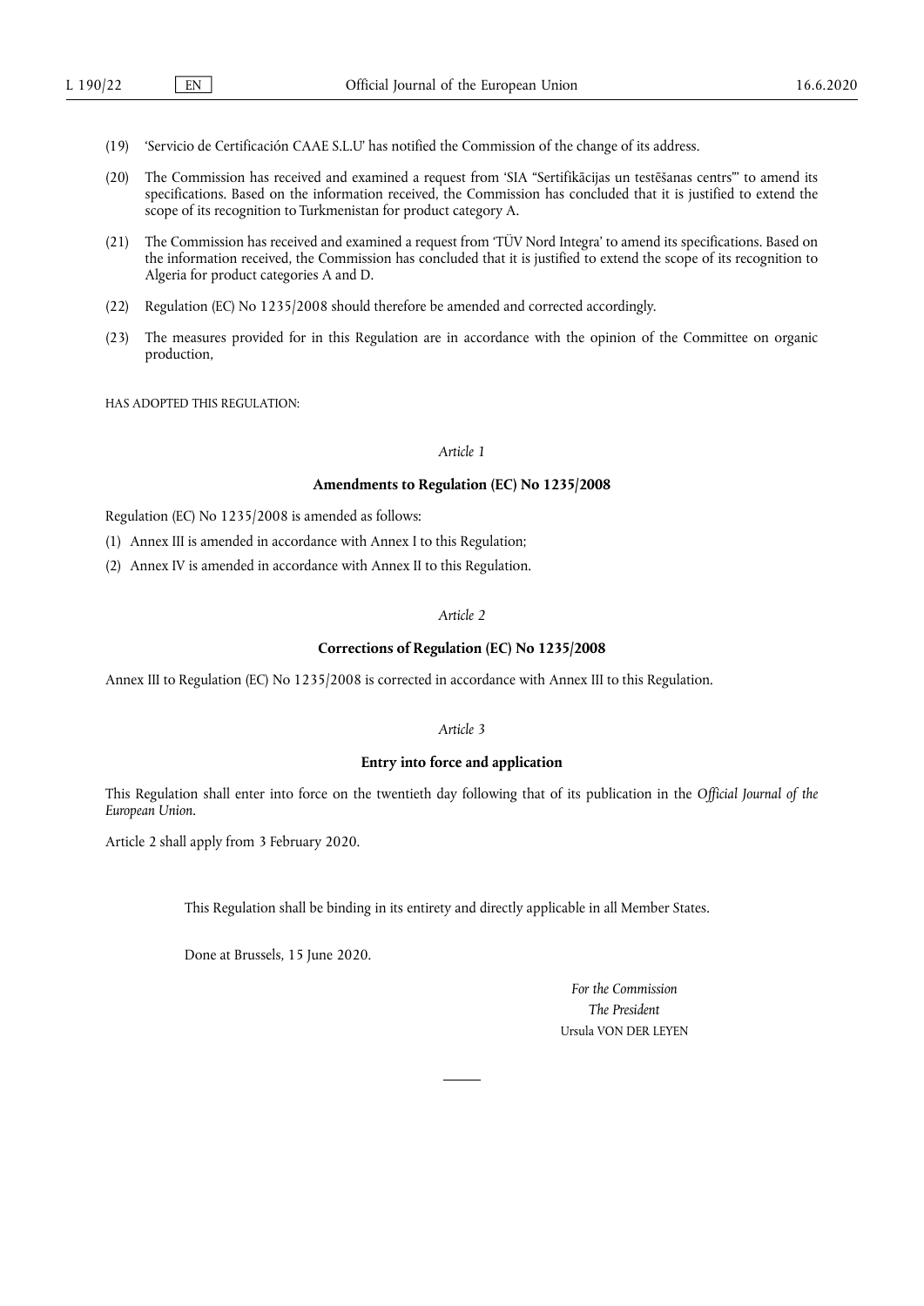(19) 'Servicio de Certificación CAAE S.L.U' has notified the Commission of the change of its address.

(20) The Commission has received and examined a request from 'SIA "Sertifikācijas un testēšanas centrs"' to amend its specifications. Based on the information received, the Commission has concluded that it is justified to extend the scope of its recognition to Turkmenistan for product category A.

(21) The Commission has received and examined a request from 'TÜV Nord Integra' to amend its specifications. Based on the information received, the Commission has concluded that it is justified to extend the scope of its recognition to Algeria for product categories A and D.

(22) Regulation (EC) No 1235/2008 should therefore be amended and corrected accordingly.

(23) The measures provided for in this Regulation are in accordance with the opinion of the Committee on organic production,

HAS ADOPTED THIS REGULATION:

*Article 1*

**Amendments to Regulation (EC) No 1235/2008**

Regulation (EC) No 1235/2008 is amended as follows:

(1) Annex III is amended in accordance with Annex I to this Regulation;

(2) Annex IV is amended in accordance with Annex II to this Regulation.

*Article 2*

**Corrections of Regulation (EC) No 1235/2008**

Annex III to Regulation (EC) No 1235/2008 is corrected in accordance with Annex III to this Regulation.

*Article 3*

**Entry into force and application**

This Regulation shall enter into force on the twentieth day following that of its publication in the *Official Journal of the European Union*.

Article 2 shall apply from 3 February 2020.

This Regulation shall be binding in its entirety and directly applicable in all Member States.

Done at Brussels, 15 June 2020.

*For the Commission*
*The President*
Ursula VON DER LEYEN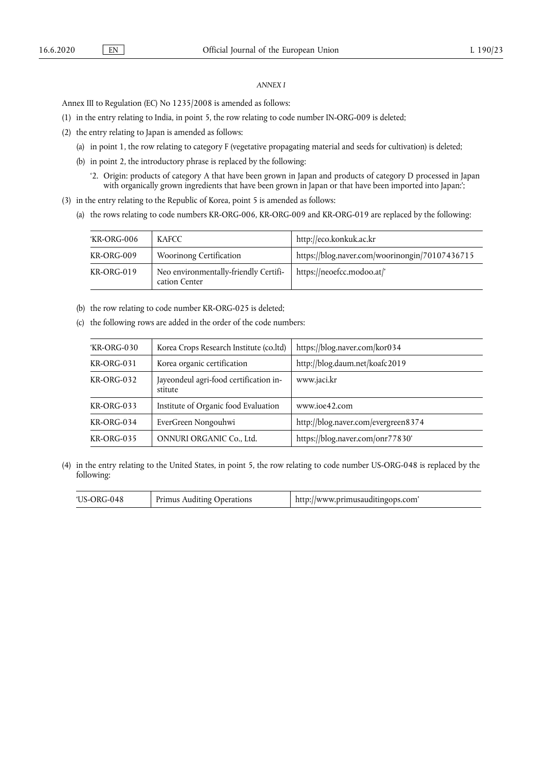*ANNEX I*

Annex III to Regulation (EC) No 1235/2008 is amended as follows:

(1) in the entry relating to India, in point 5, the row relating to code number IN-ORG-009 is deleted;

(2) the entry relating to Japan is amended as follows:

  (a) in point 1, the row relating to category F (vegetative propagating material and seeds for cultivation) is deleted;

  (b) in point 2, the introductory phrase is replaced by the following:

    '2. Origin: products of category A that have been grown in Japan and products of category D processed in Japan with organically grown ingredients that have been grown in Japan or that have been imported into Japan:';

(3) in the entry relating to the Republic of Korea, point 5 is amended as follows:

  (a) the rows relating to code numbers KR-ORG-006, KR-ORG-009 and KR-ORG-019 are replaced by the following:

| | | |
|---|---|---|
| 'KR-ORG-006 | KAFCC | http://eco.konkuk.ac.kr |
| KR-ORG-009 | Woorinong Certification | https://blog.naver.com/woorinongin/70107436715 |
| KR-ORG-019 | Neo environmentally-friendly Certification Center | https://neoefcc.modoo.at/' |

  (b) the row relating to code number KR-ORG-025 is deleted;

  (c) the following rows are added in the order of the code numbers:

| | | |
|---|---|---|
| 'KR-ORG-030 | Korea Crops Research Institute (co.ltd) | https://blog.naver.com/kor034 |
| KR-ORG-031 | Korea organic certification | http://blog.daum.net/koafc2019 |
| KR-ORG-032 | Jayeondeul agri-food certification institute | www.jaci.kr |
| KR-ORG-033 | Institute of Organic food Evaluation | www.ioe42.com |
| KR-ORG-034 | EverGreen Nongouhwi | http://blog.naver.com/evergreen8374 |
| KR-ORG-035 | ONNURI ORGANIC Co., Ltd. | https://blog.naver.com/onr77830' |

(4) in the entry relating to the United States, in point 5, the row relating to code number US-ORG-048 is replaced by the following:

| | | |
|---|---|---|
| 'US-ORG-048 | Primus Auditing Operations | http://www.primusauditingops.com' |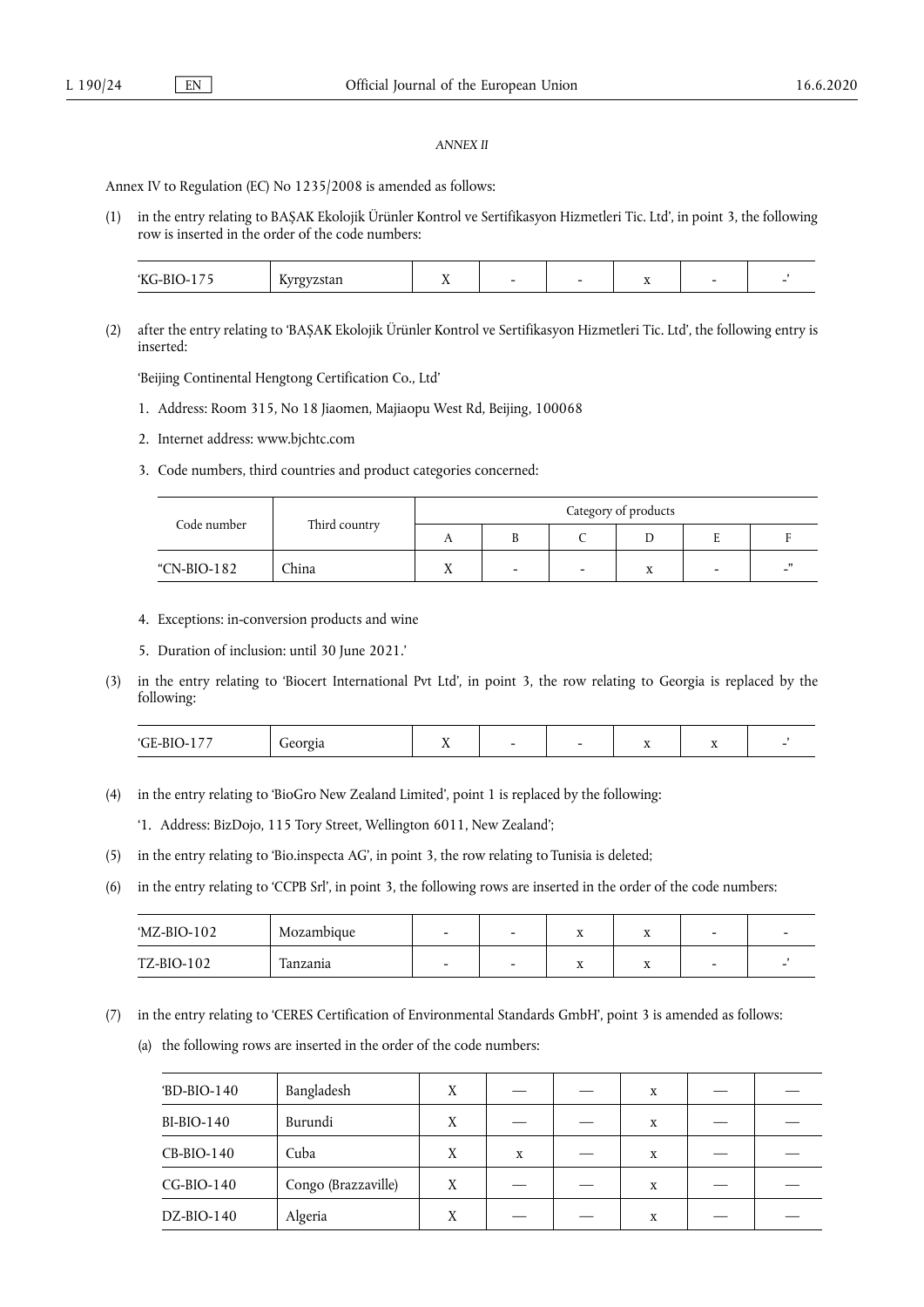*ANNEX II*

Annex IV to Regulation (EC) No 1235/2008 is amended as follows:

(1) in the entry relating to BAŞAK Ekolojik Ürünler Kontrol ve Sertifikasyon Hizmetleri Tic. Ltd', in point 3, the following row is inserted in the order of the code numbers:

| | | | | | | | |
|---|---|---|---|---|---|---|---|
| 'KG-BIO-175 | Kyrgyzstan | X | - | - | x | - | -' |

(2) after the entry relating to 'BAŞAK Ekolojik Ürünler Kontrol ve Sertifikasyon Hizmetleri Tic. Ltd', the following entry is inserted:

'Beijing Continental Hengtong Certification Co., Ltd'

1. Address: Room 315, No 18 Jiaomen, Majiaopu West Rd, Beijing, 100068
2. Internet address: www.bjchtc.com
3. Code numbers, third countries and product categories concerned:

| Code number | Third country | Category of products | | | | | |
|---|---|---|---|---|---|---|---|
| | | A | B | C | D | E | F |
| "CN-BIO-182 | China | X | - | - | x | - | -" |

4. Exceptions: in-conversion products and wine
5. Duration of inclusion: until 30 June 2021.'

(3) in the entry relating to 'Biocert International Pvt Ltd', in point 3, the row relating to Georgia is replaced by the following:

| | | | | | | | |
|---|---|---|---|---|---|---|---|
| 'GE-BIO-177 | Georgia | X | - | - | x | x | -' |

(4) in the entry relating to 'BioGro New Zealand Limited', point 1 is replaced by the following:

'1. Address: BizDojo, 115 Tory Street, Wellington 6011, New Zealand';

(5) in the entry relating to 'Bio.inspecta AG', in point 3, the row relating to Tunisia is deleted;

(6) in the entry relating to 'CCPB Srl', in point 3, the following rows are inserted in the order of the code numbers:

| | | | | | | | |
|---|---|---|---|---|---|---|---|
| 'MZ-BIO-102 | Mozambique | - | - | x | x | - | - |
| TZ-BIO-102 | Tanzania | - | - | x | x | - | -' |

(7) in the entry relating to 'CERES Certification of Environmental Standards GmbH', point 3 is amended as follows:

(a) the following rows are inserted in the order of the code numbers:

| | | | | | | | |
|---|---|---|---|---|---|---|---|
| 'BD-BIO-140 | Bangladesh | X | — | — | x | — | — |
| BI-BIO-140 | Burundi | X | — | — | x | — | — |
| CB-BIO-140 | Cuba | X | x | — | x | — | — |
| CG-BIO-140 | Congo (Brazzaville) | X | — | — | x | — | — |
| DZ-BIO-140 | Algeria | X | — | — | x | — | — |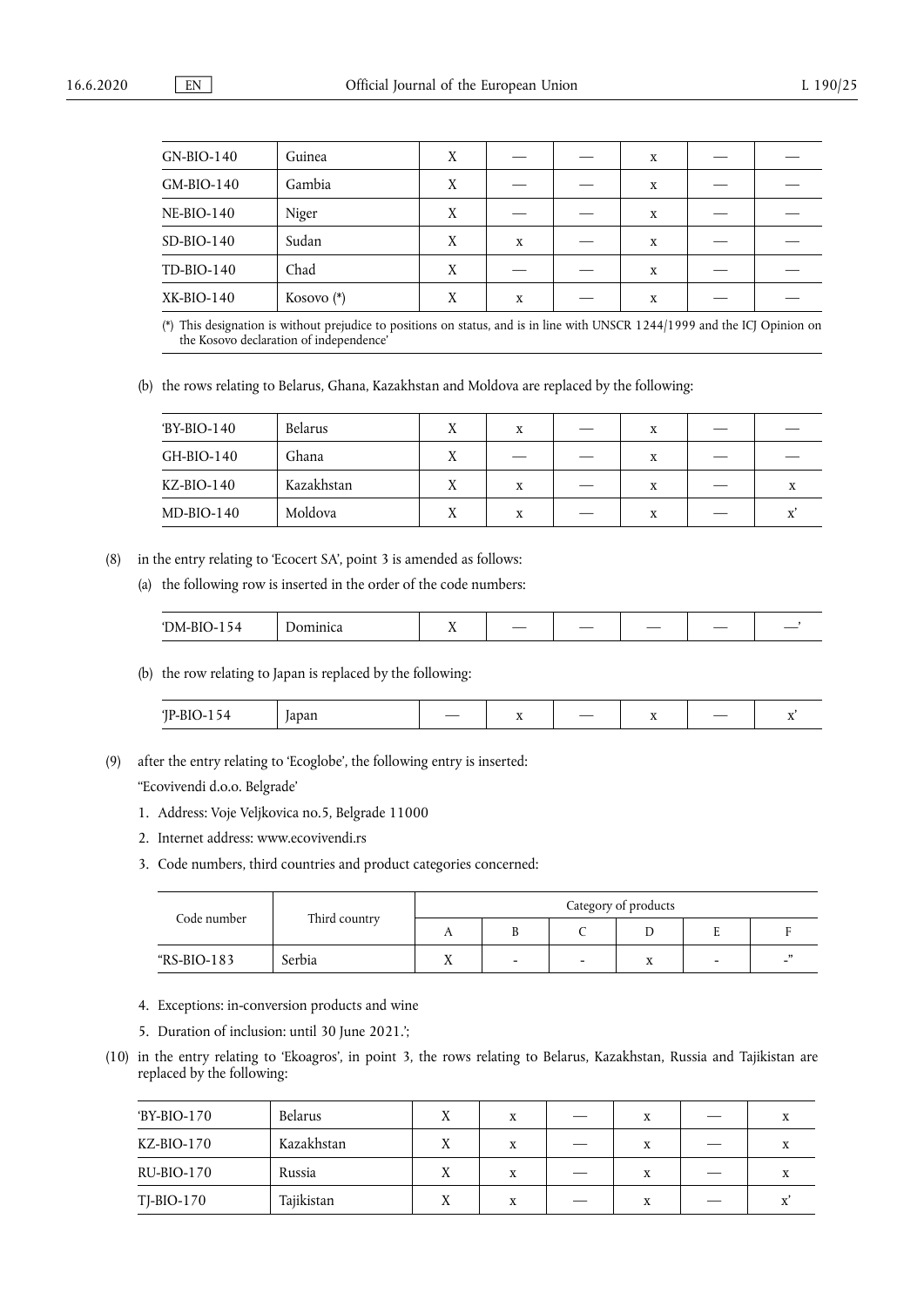| GN-BIO-140 | Guinea | X | — | — | x | — | — |
|---|---|---|---|---|---|---|---|
| GM-BIO-140 | Gambia | X | — | — | x | — | — |
| NE-BIO-140 | Niger | X | — | — | x | — | — |
| SD-BIO-140 | Sudan | X | x | — | x | — | — |
| TD-BIO-140 | Chad | X | — | — | x | — | — |
| XK-BIO-140 | Kosovo (*) | X | x | — | x | — | — |

(*) This designation is without prejudice to positions on status, and is in line with UNSCR 1244/1999 and the ICJ Opinion on the Kosovo declaration of independence'

(b) the rows relating to Belarus, Ghana, Kazakhstan and Moldova are replaced by the following:

| 'BY-BIO-140 | Belarus | X | x | — | x | — | — |
|---|---|---|---|---|---|---|---|
| GH-BIO-140 | Ghana | X | — | — | x | — | — |
| KZ-BIO-140 | Kazakhstan | X | x | — | x | — | x |
| MD-BIO-140 | Moldova | X | x | — | x | — | x' |

(8) in the entry relating to 'Ecocert SA', point 3 is amended as follows:

(a) the following row is inserted in the order of the code numbers:

| 'DM-BIO-154 | Dominica | X | — | — | — | — | —' |
|---|---|---|---|---|---|---|---|

(b) the row relating to Japan is replaced by the following:

| 'JP-BIO-154 | Japan | — | x | — | x | — | x' |
|---|---|---|---|---|---|---|---|

(9) after the entry relating to 'Ecoglobe', the following entry is inserted:

"Ecovivendi d.o.o. Belgrade'

1. Address: Voje Veljkovica no.5, Belgrade 11000
2. Internet address: www.ecovivendi.rs
3. Code numbers, third countries and product categories concerned:

| Code number | Third country | Category of products | | | | | |
|---|---|---|---|---|---|---|---|
| | | A | B | C | D | E | F |
| "RS-BIO-183 | Serbia | X | - | - | x | - | -" |

4. Exceptions: in-conversion products and wine
5. Duration of inclusion: until 30 June 2021.';

(10) in the entry relating to 'Ekoagros', in point 3, the rows relating to Belarus, Kazakhstan, Russia and Tajikistan are replaced by the following:

| 'BY-BIO-170 | Belarus | X | x | — | x | — | x |
|---|---|---|---|---|---|---|---|
| KZ-BIO-170 | Kazakhstan | X | x | — | x | — | x |
| RU-BIO-170 | Russia | X | x | — | x | — | x |
| TJ-BIO-170 | Tajikistan | X | x | — | x | — | x' |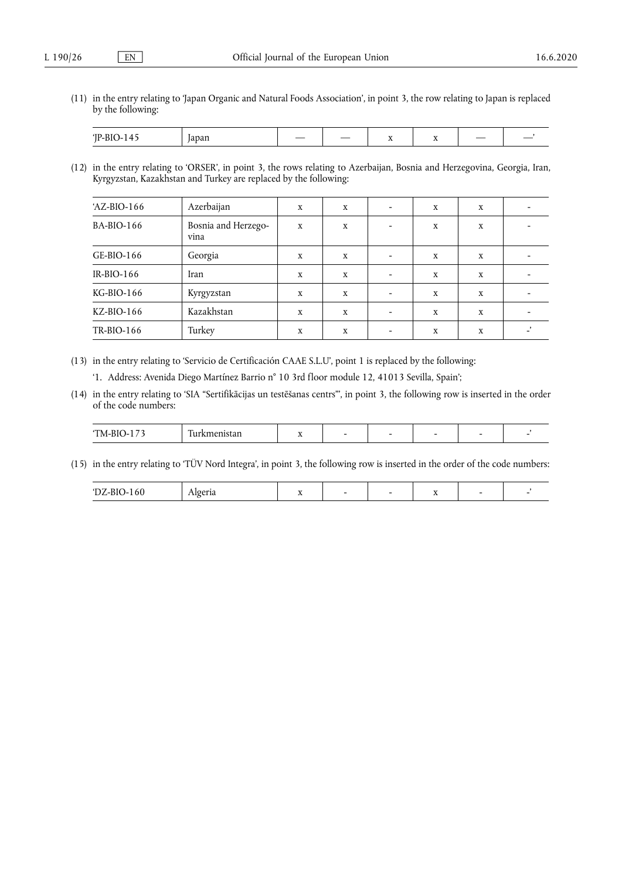(11) in the entry relating to 'Japan Organic and Natural Foods Association', in point 3, the row relating to Japan is replaced by the following:

| | | | | | | | |
|---|---|---|---|---|---|---|---|
| 'JP-BIO-145 | Japan | — | — | x | x | — | —' |

(12) in the entry relating to 'ORSER', in point 3, the rows relating to Azerbaijan, Bosnia and Herzegovina, Georgia, Iran, Kyrgyzstan, Kazakhstan and Turkey are replaced by the following:

| | | | | | | | |
|---|---|---|---|---|---|---|---|
| 'AZ-BIO-166 | Azerbaijan | x | x | - | x | x | - |
| BA-BIO-166 | Bosnia and Herzego­vina | x | x | - | x | x | - |
| GE-BIO-166 | Georgia | x | x | - | x | x | - |
| IR-BIO-166 | Iran | x | x | - | x | x | - |
| KG-BIO-166 | Kyrgyzstan | x | x | - | x | x | - |
| KZ-BIO-166 | Kazakhstan | x | x | - | x | x | - |
| TR-BIO-166 | Turkey | x | x | - | x | x | -' |

(13) in the entry relating to 'Servicio de Certificación CAAE S.L.U', point 1 is replaced by the following:

'1. Address: Avenida Diego Martínez Barrio n° 10 3rd floor module 12, 41013 Sevilla, Spain';

(14) in the entry relating to 'SIA "Sertifikācijas un testēšanas centrs"', in point 3, the following row is inserted in the order of the code numbers:

| | | | | | | | |
|---|---|---|---|---|---|---|---|
| 'TM-BIO-173 | Turkmenistan | x | - | - | - | - | -' |

(15) in the entry relating to 'TÜV Nord Integra', in point 3, the following row is inserted in the order of the code numbers:

| | | | | | | | |
|---|---|---|---|---|---|---|---|
| 'DZ-BIO-160 | Algeria | x | - | - | x | - | -' |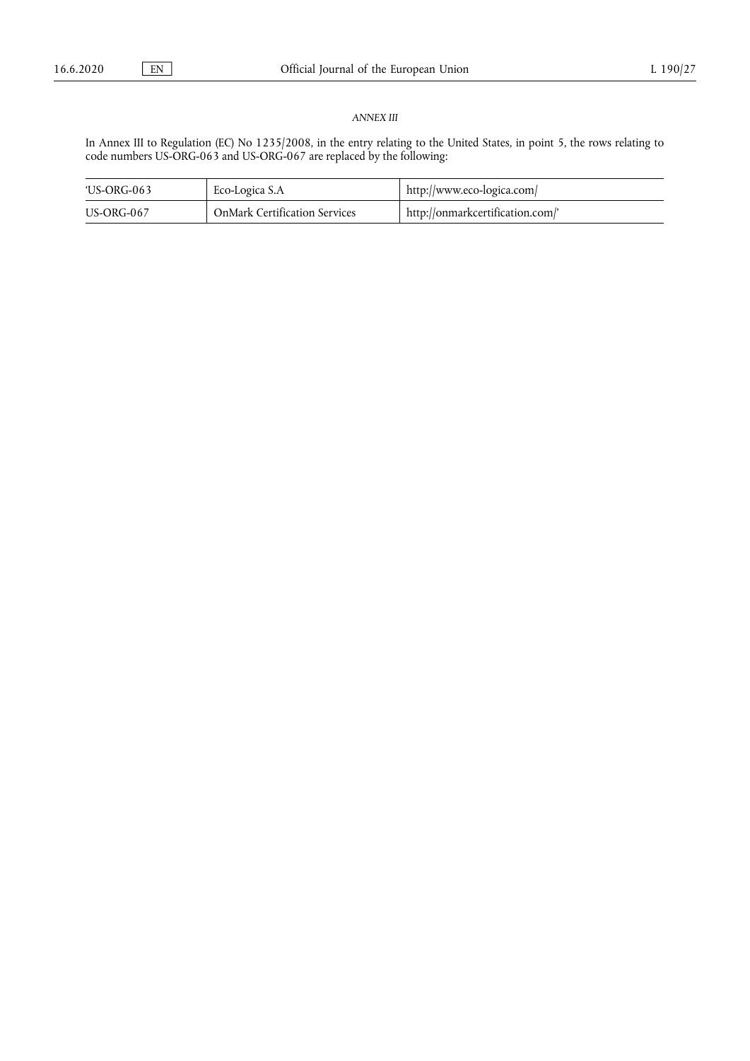*ANNEX III*

In Annex III to Regulation (EC) No 1235/2008, in the entry relating to the United States, in point 5, the rows relating to code numbers US-ORG-063 and US-ORG-067 are replaced by the following:

| | | |
|---|---|---|
| 'US-ORG-063 | Eco-Logica S.A | http://www.eco-logica.com/ |
| US-ORG-067 | OnMark Certification Services | http://onmarkcertification.com/' |